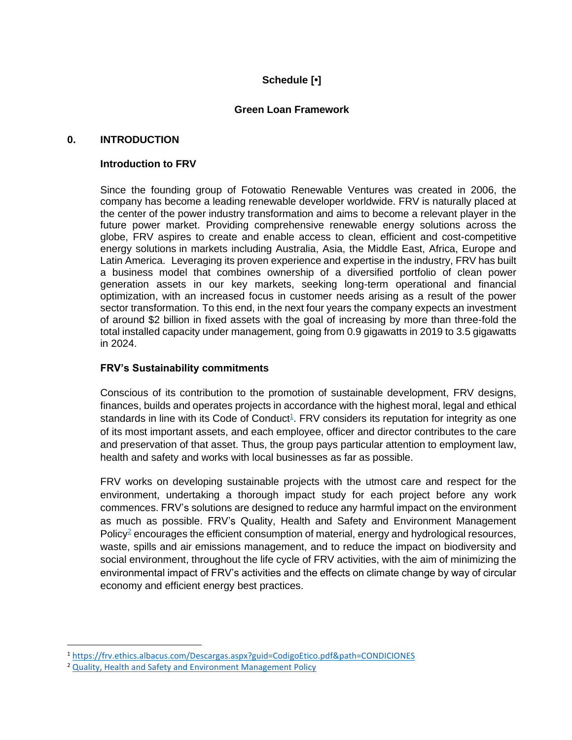**Schedule [•]**

**Green Loan Framework**

## 0. INTRODUCTION

### Introduction to FRV

Since the founding group of Fotowatio Renewable Ventures was created in 2006, the company has become a leading renewable developer worldwide. FRV is naturally placed at the center of the power industry transformation and aims to become a relevant player in the future power market. Providing comprehensive renewable energy solutions across the globe, FRV aspires to create and enable access to clean, efficient and cost-competitive energy solutions in markets including Australia, Asia, the Middle East, Africa, Europe and Latin America. Leveraging its proven experience and expertise in the industry, FRV has built a business model that combines ownership of a diversified portfolio of clean power generation assets in our key markets, seeking long-term operational and financial optimization, with an increased focus in customer needs arising as a result of the power sector transformation. To this end, in the next four years the company expects an investment of around $2 billion in fixed assets with the goal of increasing by more than three-fold the total installed capacity under management, going from 0.9 gigawatts in 2019 to 3.5 gigawatts in 2024.

### FRV's Sustainability commitments

Conscious of its contribution to the promotion of sustainable development, FRV designs, finances, builds and operates projects in accordance with the highest moral, legal and ethical standards in line with its Code of Conduct[1]. FRV considers its reputation for integrity as one of its most important assets, and each employee, officer and director contributes to the care and preservation of that asset. Thus, the group pays particular attention to employment law, health and safety and works with local businesses as far as possible.

FRV works on developing sustainable projects with the utmost care and respect for the environment, undertaking a thorough impact study for each project before any work commences. FRV's solutions are designed to reduce any harmful impact on the environment as much as possible. FRV's Quality, Health and Safety and Environment Management Policy[2] encourages the efficient consumption of material, energy and hydrological resources, waste, spills and air emissions management, and to reduce the impact on biodiversity and social environment, throughout the life cycle of FRV activities, with the aim of minimizing the environmental impact of FRV's activities and the effects on climate change by way of circular economy and efficient energy best practices.

---

[1] https://frv.ethics.albacus.com/Descargas.aspx?guid=CodigoEtico.pdf&path=CONDICIONES

[2] Quality, Health and Safety and Environment Management Policy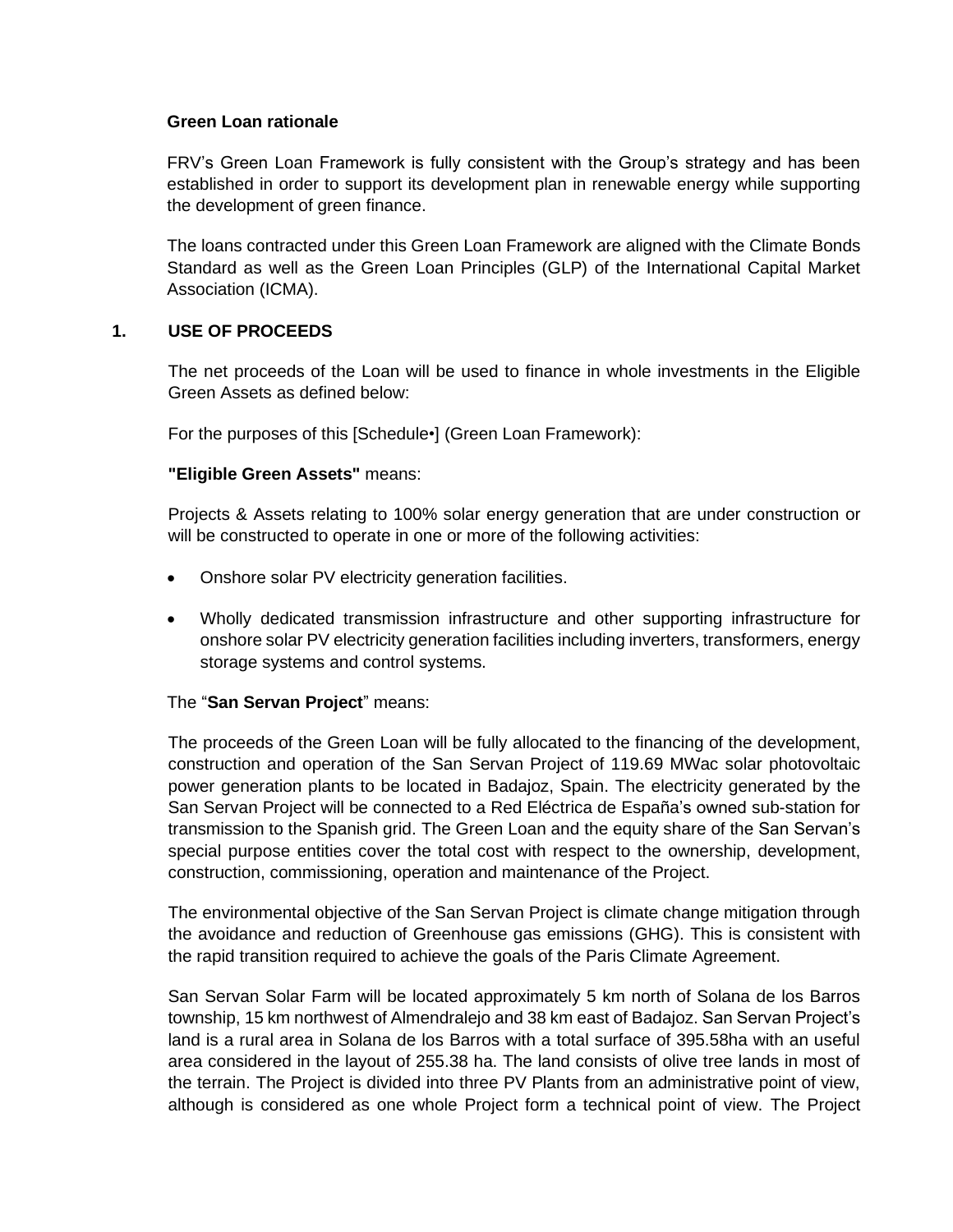**Green Loan rationale**

FRV's Green Loan Framework is fully consistent with the Group's strategy and has been established in order to support its development plan in renewable energy while supporting the development of green finance.

The loans contracted under this Green Loan Framework are aligned with the Climate Bonds Standard as well as the Green Loan Principles (GLP) of the International Capital Market Association (ICMA).

## 1. USE OF PROCEEDS

The net proceeds of the Loan will be used to finance in whole investments in the Eligible Green Assets as defined below:

For the purposes of this [Schedule•] (Green Loan Framework):

**"Eligible Green Assets"** means:

Projects & Assets relating to 100% solar energy generation that are under construction or will be constructed to operate in one or more of the following activities:

- Onshore solar PV electricity generation facilities.
- Wholly dedicated transmission infrastructure and other supporting infrastructure for onshore solar PV electricity generation facilities including inverters, transformers, energy storage systems and control systems.

The "**San Servan Project**" means:

The proceeds of the Green Loan will be fully allocated to the financing of the development, construction and operation of the San Servan Project of 119.69 MWac solar photovoltaic power generation plants to be located in Badajoz, Spain. The electricity generated by the San Servan Project will be connected to a Red Eléctrica de España's owned sub-station for transmission to the Spanish grid. The Green Loan and the equity share of the San Servan's special purpose entities cover the total cost with respect to the ownership, development, construction, commissioning, operation and maintenance of the Project.

The environmental objective of the San Servan Project is climate change mitigation through the avoidance and reduction of Greenhouse gas emissions (GHG). This is consistent with the rapid transition required to achieve the goals of the Paris Climate Agreement.

San Servan Solar Farm will be located approximately 5 km north of Solana de los Barros township, 15 km northwest of Almendralejo and 38 km east of Badajoz. San Servan Project's land is a rural area in Solana de los Barros with a total surface of 395.58ha with an useful area considered in the layout of 255.38 ha. The land consists of olive tree lands in most of the terrain. The Project is divided into three PV Plants from an administrative point of view, although is considered as one whole Project form a technical point of view. The Project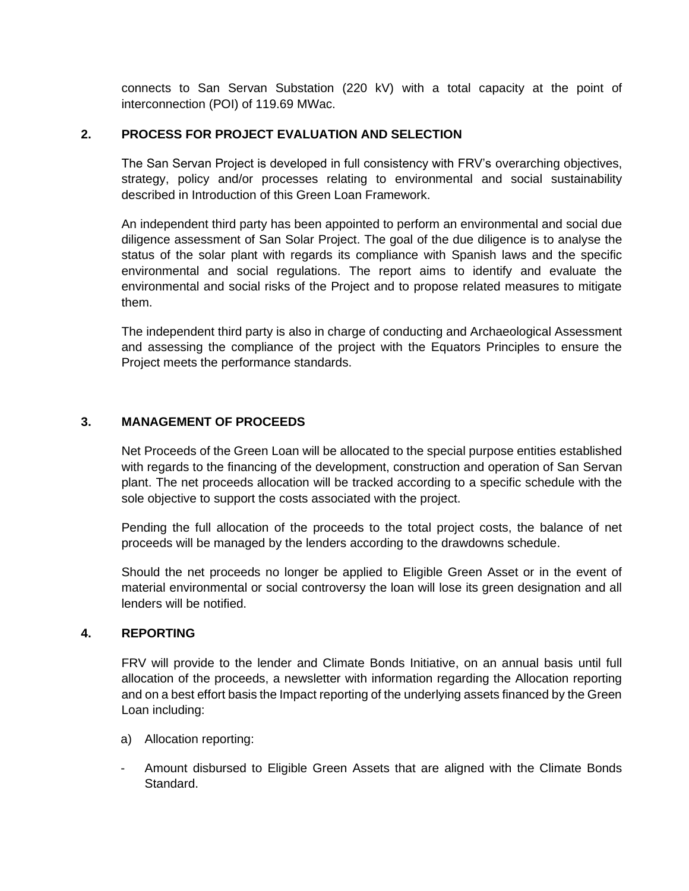connects to San Servan Substation (220 kV) with a total capacity at the point of interconnection (POI) of 119.69 MWac.

## 2. PROCESS FOR PROJECT EVALUATION AND SELECTION

The San Servan Project is developed in full consistency with FRV's overarching objectives, strategy, policy and/or processes relating to environmental and social sustainability described in Introduction of this Green Loan Framework.

An independent third party has been appointed to perform an environmental and social due diligence assessment of San Solar Project. The goal of the due diligence is to analyse the status of the solar plant with regards its compliance with Spanish laws and the specific environmental and social regulations. The report aims to identify and evaluate the environmental and social risks of the Project and to propose related measures to mitigate them.

The independent third party is also in charge of conducting and Archaeological Assessment and assessing the compliance of the project with the Equators Principles to ensure the Project meets the performance standards.

## 3. MANAGEMENT OF PROCEEDS

Net Proceeds of the Green Loan will be allocated to the special purpose entities established with regards to the financing of the development, construction and operation of San Servan plant. The net proceeds allocation will be tracked according to a specific schedule with the sole objective to support the costs associated with the project.

Pending the full allocation of the proceeds to the total project costs, the balance of net proceeds will be managed by the lenders according to the drawdowns schedule.

Should the net proceeds no longer be applied to Eligible Green Asset or in the event of material environmental or social controversy the loan will lose its green designation and all lenders will be notified.

## 4. REPORTING

FRV will provide to the lender and Climate Bonds Initiative, on an annual basis until full allocation of the proceeds, a newsletter with information regarding the Allocation reporting and on a best effort basis the Impact reporting of the underlying assets financed by the Green Loan including:

a) Allocation reporting:

- Amount disbursed to Eligible Green Assets that are aligned with the Climate Bonds Standard.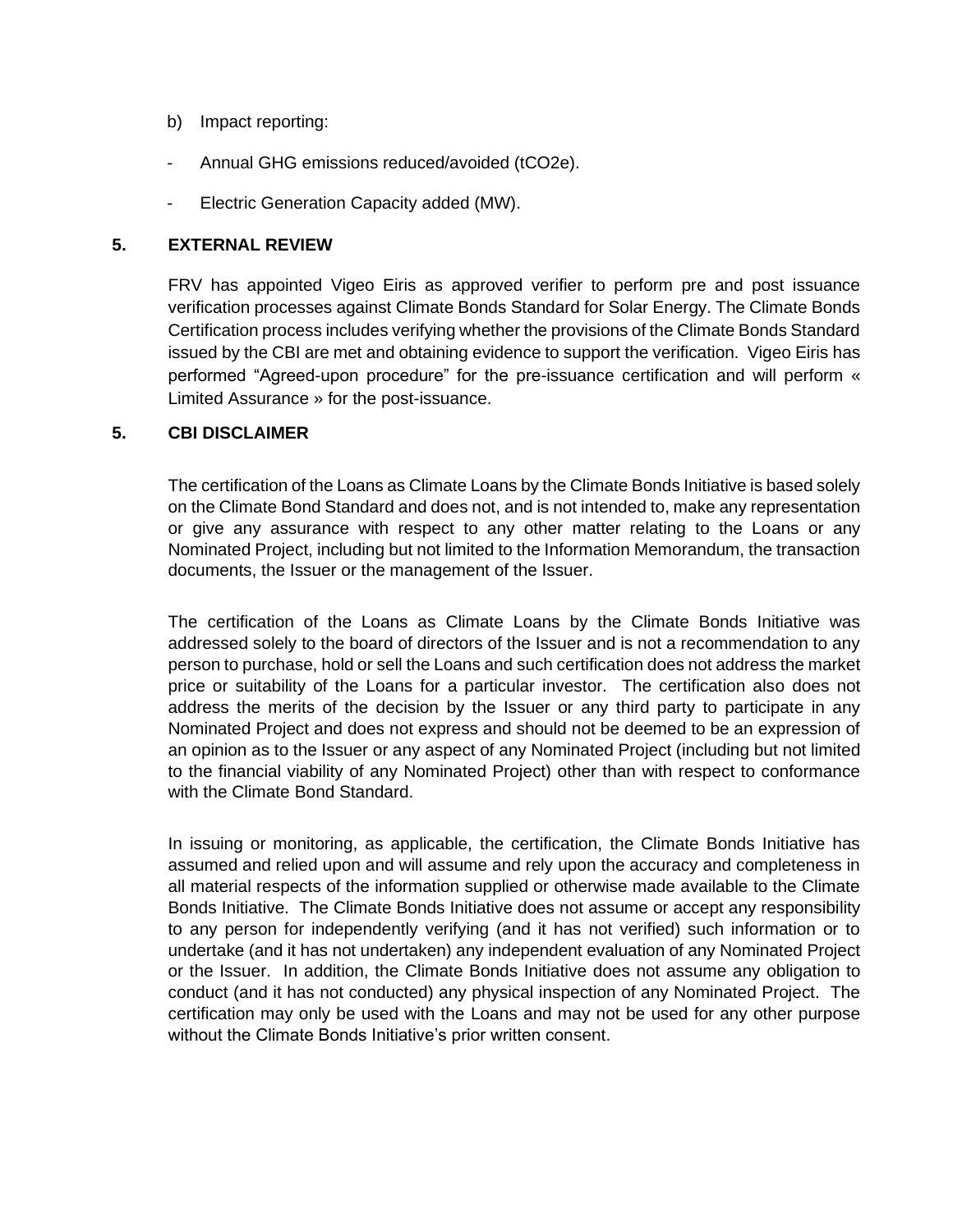b) Impact reporting:

- Annual GHG emissions reduced/avoided (tCO2e).
- Electric Generation Capacity added (MW).

## 5. EXTERNAL REVIEW

FRV has appointed Vigeo Eiris as approved verifier to perform pre and post issuance verification processes against Climate Bonds Standard for Solar Energy. The Climate Bonds Certification process includes verifying whether the provisions of the Climate Bonds Standard issued by the CBI are met and obtaining evidence to support the verification. Vigeo Eiris has performed "Agreed-upon procedure" for the pre-issuance certification and will perform « Limited Assurance » for the post-issuance.

## 5. CBI DISCLAIMER

The certification of the Loans as Climate Loans by the Climate Bonds Initiative is based solely on the Climate Bond Standard and does not, and is not intended to, make any representation or give any assurance with respect to any other matter relating to the Loans or any Nominated Project, including but not limited to the Information Memorandum, the transaction documents, the Issuer or the management of the Issuer.

The certification of the Loans as Climate Loans by the Climate Bonds Initiative was addressed solely to the board of directors of the Issuer and is not a recommendation to any person to purchase, hold or sell the Loans and such certification does not address the market price or suitability of the Loans for a particular investor. The certification also does not address the merits of the decision by the Issuer or any third party to participate in any Nominated Project and does not express and should not be deemed to be an expression of an opinion as to the Issuer or any aspect of any Nominated Project (including but not limited to the financial viability of any Nominated Project) other than with respect to conformance with the Climate Bond Standard.

In issuing or monitoring, as applicable, the certification, the Climate Bonds Initiative has assumed and relied upon and will assume and rely upon the accuracy and completeness in all material respects of the information supplied or otherwise made available to the Climate Bonds Initiative. The Climate Bonds Initiative does not assume or accept any responsibility to any person for independently verifying (and it has not verified) such information or to undertake (and it has not undertaken) any independent evaluation of any Nominated Project or the Issuer. In addition, the Climate Bonds Initiative does not assume any obligation to conduct (and it has not conducted) any physical inspection of any Nominated Project. The certification may only be used with the Loans and may not be used for any other purpose without the Climate Bonds Initiative's prior written consent.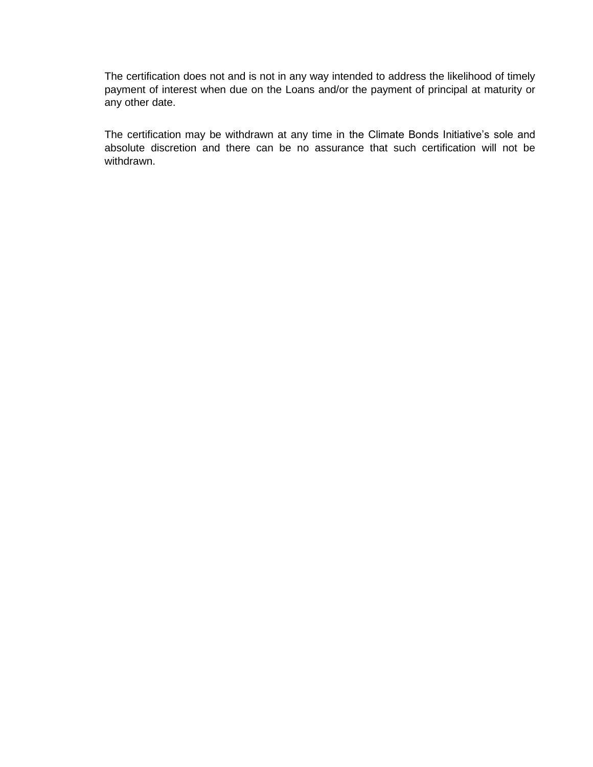The certification does not and is not in any way intended to address the likelihood of timely payment of interest when due on the Loans and/or the payment of principal at maturity or any other date.

The certification may be withdrawn at any time in the Climate Bonds Initiative's sole and absolute discretion and there can be no assurance that such certification will not be withdrawn.